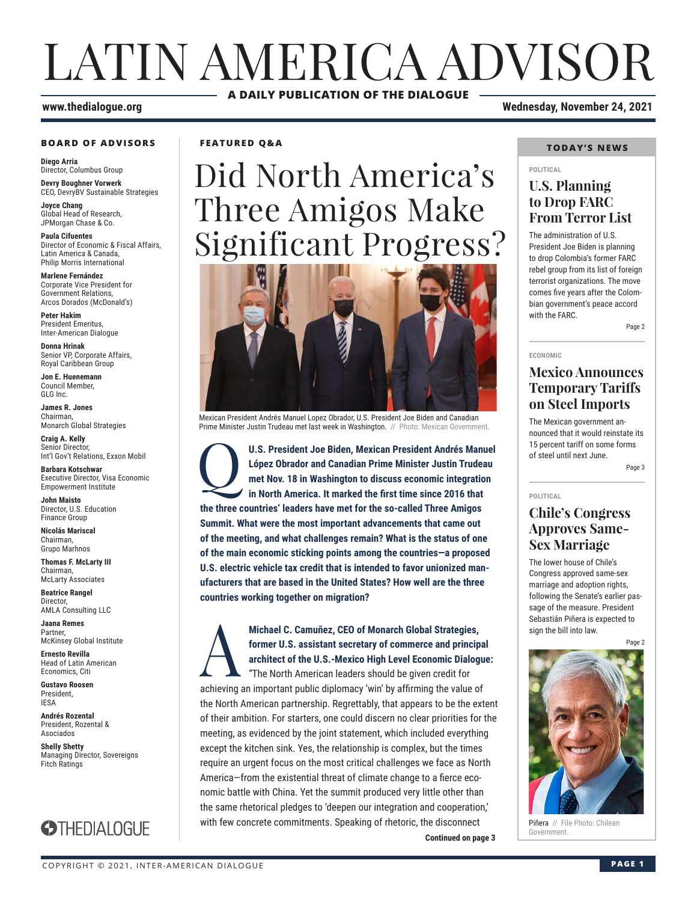# LATIN AMERICA ADVISOR

**A DAILY PUBLICATION OF THE DIALOGUE**

www.thedialogue.org

Wednesday, November 24, 2021

### BOARD OF ADVISORS

**Diego Arria**
Director, Columbus Group

**Devry Boughner Vorwerk**
CEO, DevryBV Sustainable Strategies

**Joyce Chang**
Global Head of Research, JPMorgan Chase & Co.

**Paula Cifuentes**
Director of Economic & Fiscal Affairs, Latin America & Canada, Philip Morris International

**Marlene Fernández**
Corporate Vice President for Government Relations, Arcos Dorados (McDonald's)

**Peter Hakim**
President Emeritus, Inter-American Dialogue

**Donna Hrinak**
Senior VP, Corporate Affairs, Royal Caribbean Group

**Jon E. Huenemann**
Council Member, GLG Inc.

**James R. Jones**
Chairman, Monarch Global Strategies

**Craig A. Kelly**
Senior Director, Int'l Gov't Relations, Exxon Mobil

**Barbara Kotschwar**
Executive Director, Visa Economic Empowerment Institute

**John Maisto**
Director, U.S. Education Finance Group

**Nicolás Mariscal**
Chairman, Grupo Marhnos

**Thomas F. McLarty III**
Chairman, McLarty Associates

**Beatrice Rangel**
Director, AMLA Consulting LLC

**Jaana Remes**
Partner, McKinsey Global Institute

**Ernesto Revilla**
Head of Latin American Economics, Citi

**Gustavo Roosen**
President, IESA

**Andrés Rozental**
President, Rozental & Asociados

**Shelly Shetty**
Managing Director, Sovereigns Fitch Ratings

THEDIALOGUE

**FEATURED Q&A**

# Did North America's Three Amigos Make Significant Progress?

Mexican President Andrés Manuel Lopez Obrador, U.S. President Joe Biden and Canadian Prime Minister Justin Trudeau met last week in Washington. // Photo: Mexican Government.

**Q: U.S. President Joe Biden, Mexican President Andrés Manuel López Obrador and Canadian Prime Minister Justin Trudeau met Nov. 18 in Washington to discuss economic integration in North America. It marked the first time since 2016 that the three countries' leaders have met for the so-called Three Amigos Summit. What were the most important advancements that came out of the meeting, and what challenges remain? What is the status of one of the main economic sticking points among the countries—a proposed U.S. electric vehicle tax credit that is intended to favor unionized manufacturers that are based in the United States? How well are the three countries working together on migration?**

**A: Michael C. Camuñez, CEO of Monarch Global Strategies, former U.S. assistant secretary of commerce and principal architect of the U.S.-Mexico High Level Economic Dialogue:** "The North American leaders should be given credit for achieving an important public diplomacy 'win' by affirming the value of the North American partnership. Regrettably, that appears to be the extent of their ambition. For starters, one could discern no clear priorities for the meeting, as evidenced by the joint statement, which included everything except the kitchen sink. Yes, the relationship is complex, but the times require an urgent focus on the most critical challenges we face as North America—from the existential threat of climate change to a fierce economic battle with China. Yet the summit produced very little other than the same rhetorical pledges to 'deepen our integration and cooperation,' with few concrete commitments. Speaking of rhetoric, the disconnect

**Continued on page 3**

### TODAY'S NEWS

POLITICAL

## U.S. Planning to Drop FARC From Terror List

The administration of U.S. President Joe Biden is planning to drop Colombia's former FARC rebel group from its list of foreign terrorist organizations. The move comes five years after the Colombian government's peace accord with the FARC.

Page 2

ECONOMIC

## Mexico Announces Temporary Tariffs on Steel Imports

The Mexican government announced that it would reinstate its 15 percent tariff on some forms of steel until next June.

Page 3

POLITICAL

## Chile's Congress Approves Same-Sex Marriage

The lower house of Chile's Congress approved same-sex marriage and adoption rights, following the Senate's earlier passage of the measure. President Sebastián Piñera is expected to sign the bill into law.

Page 2

Piñera // File Photo: Chilean Government.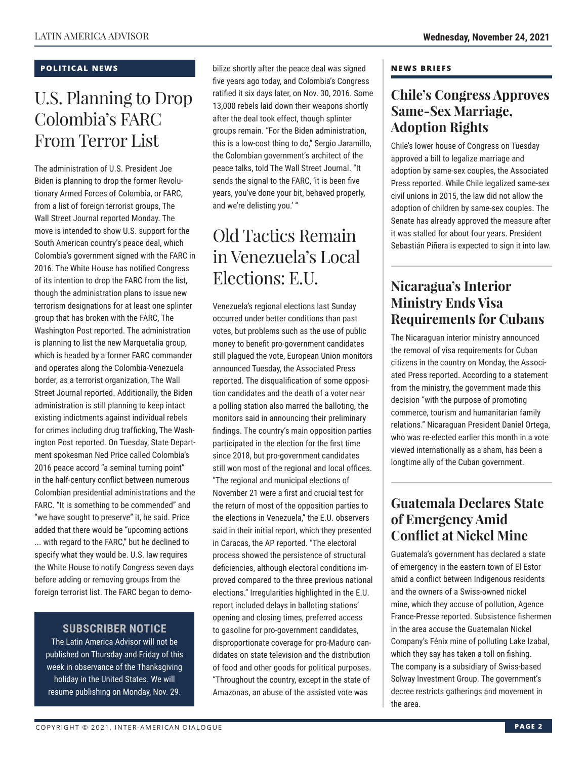## POLITICAL NEWS

# U.S. Planning to Drop Colombia's FARC From Terror List

The administration of U.S. President Joe Biden is planning to drop the former Revolutionary Armed Forces of Colombia, or FARC, from a list of foreign terrorist groups, The Wall Street Journal reported Monday. The move is intended to show U.S. support for the South American country's peace deal, which Colombia's government signed with the FARC in 2016. The White House has notified Congress of its intention to drop the FARC from the list, though the administration plans to issue new terrorism designations for at least one splinter group that has broken with the FARC, The Washington Post reported. The administration is planning to list the new Marquetalia group, which is headed by a former FARC commander and operates along the Colombia-Venezuela border, as a terrorist organization, The Wall Street Journal reported. Additionally, the Biden administration is still planning to keep intact existing indictments against individual rebels for crimes including drug trafficking, The Washington Post reported. On Tuesday, State Department spokesman Ned Price called Colombia's 2016 peace accord "a seminal turning point" in the half-century conflict between numerous Colombian presidential administrations and the FARC. "It is something to be commended" and "we have sought to preserve" it, he said. Price added that there would be "upcoming actions ... with regard to the FARC," but he declined to specify what they would be. U.S. law requires the White House to notify Congress seven days before adding or removing groups from the foreign terrorist list. The FARC began to demobilize shortly after the peace deal was signed five years ago today, and Colombia's Congress ratified it six days later, on Nov. 30, 2016. Some 13,000 rebels laid down their weapons shortly after the deal took effect, though splinter groups remain. "For the Biden administration, this is a low-cost thing to do," Sergio Jaramillo, the Colombian government's architect of the peace talks, told The Wall Street Journal. "It sends the signal to the FARC, 'it is been five years, you've done your bit, behaved properly, and we're delisting you.' "

### SUBSCRIBER NOTICE

The Latin America Advisor will not be published on Thursday and Friday of this week in observance of the Thanksgiving holiday in the United States. We will resume publishing on Monday, Nov. 29.

# Old Tactics Remain in Venezuela's Local Elections: E.U.

Venezuela's regional elections last Sunday occurred under better conditions than past votes, but problems such as the use of public money to benefit pro-government candidates still plagued the vote, European Union monitors announced Tuesday, the Associated Press reported. The disqualification of some opposition candidates and the death of a voter near a polling station also marred the balloting, the monitors said in announcing their preliminary findings. The country's main opposition parties participated in the election for the first time since 2018, but pro-government candidates still won most of the regional and local offices. "The regional and municipal elections of November 21 were a first and crucial test for the return of most of the opposition parties to the elections in Venezuela," the E.U. observers said in their initial report, which they presented in Caracas, the AP reported. "The electoral process showed the persistence of structural deficiencies, although electoral conditions improved compared to the three previous national elections." Irregularities highlighted in the E.U. report included delays in balloting stations' opening and closing times, preferred access to gasoline for pro-government candidates, disproportionate coverage for pro-Maduro candidates on state television and the distribution of food and other goods for political purposes. "Throughout the country, except in the state of Amazonas, an abuse of the assisted vote was

## NEWS BRIEFS

### Chile's Congress Approves Same-Sex Marriage, Adoption Rights

Chile's lower house of Congress on Tuesday approved a bill to legalize marriage and adoption by same-sex couples, the Associated Press reported. While Chile legalized same-sex civil unions in 2015, the law did not allow the adoption of children by same-sex couples. The Senate has already approved the measure after it was stalled for about four years. President Sebastián Piñera is expected to sign it into law.

### Nicaragua's Interior Ministry Ends Visa Requirements for Cubans

The Nicaraguan interior ministry announced the removal of visa requirements for Cuban citizens in the country on Monday, the Associated Press reported. According to a statement from the ministry, the government made this decision "with the purpose of promoting commerce, tourism and humanitarian family relations." Nicaraguan President Daniel Ortega, who was re-elected earlier this month in a vote viewed internationally as a sham, has been a longtime ally of the Cuban government.

### Guatemala Declares State of Emergency Amid Conflict at Nickel Mine

Guatemala's government has declared a state of emergency in the eastern town of El Estor amid a conflict between Indigenous residents and the owners of a Swiss-owned nickel mine, which they accuse of pollution, Agence France-Presse reported. Subsistence fishermen in the area accuse the Guatemalan Nickel Company's Fénix mine of polluting Lake Izabal, which they say has taken a toll on fishing. The company is a subsidiary of Swiss-based Solway Investment Group. The government's decree restricts gatherings and movement in the area.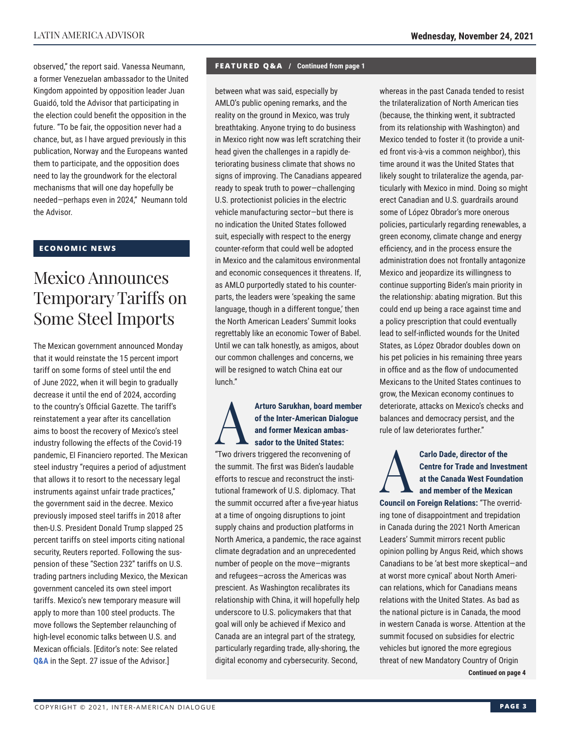observed," the report said. Vanessa Neumann, a former Venezuelan ambassador to the United Kingdom appointed by opposition leader Juan Guaidó, told the Advisor that participating in the election could benefit the opposition in the future. "To be fair, the opposition never had a chance, but, as I have argued previously in this publication, Norway and the Europeans wanted them to participate, and the opposition does need to lay the groundwork for the electoral mechanisms that will one day hopefully be needed—perhaps even in 2024," Neumann told the Advisor.

## ECONOMIC NEWS

# Mexico Announces Temporary Tariffs on Some Steel Imports

The Mexican government announced Monday that it would reinstate the 15 percent import tariff on some forms of steel until the end of June 2022, when it will begin to gradually decrease it until the end of 2024, according to the country's Official Gazette. The tariff's reinstatement a year after its cancellation aims to boost the recovery of Mexico's steel industry following the effects of the Covid-19 pandemic, El Financiero reported. The Mexican steel industry "requires a period of adjustment that allows it to resort to the necessary legal instruments against unfair trade practices," the government said in the decree. Mexico previously imposed steel tariffs in 2018 after then-U.S. President Donald Trump slapped 25 percent tariffs on steel imports citing national security, Reuters reported. Following the suspension of these "Section 232" tariffs on U.S. trading partners including Mexico, the Mexican government canceled its own steel import tariffs. Mexico's new temporary measure will apply to more than 100 steel products. The move follows the September relaunching of high-level economic talks between U.S. and Mexican officials. [Editor's note: See related **Q&A** in the Sept. 27 issue of the Advisor.]

## FEATURED Q&A / Continued from page 1

between what was said, especially by AMLO's public opening remarks, and the reality on the ground in Mexico, was truly breathtaking. Anyone trying to do business in Mexico right now was left scratching their head given the challenges in a rapidly deteriorating business climate that shows no signs of improving. The Canadians appeared ready to speak truth to power—challenging U.S. protectionist policies in the electric vehicle manufacturing sector—but there is no indication the United States followed suit, especially with respect to the energy counter-reform that could well be adopted in Mexico and the calamitous environmental and economic consequences it threatens. If, as AMLO purportedly stated to his counterparts, the leaders were 'speaking the same language, though in a different tongue,' then the North American Leaders' Summit looks regrettably like an economic Tower of Babel. Until we can talk honestly, as amigos, about our common challenges and concerns, we will be resigned to watch China eat our lunch."

**A** **Arturo Sarukhan, board member of the Inter-American Dialogue and former Mexican ambassador to the United States:** "Two drivers triggered the reconvening of the summit. The first was Biden's laudable efforts to rescue and reconstruct the institutional framework of U.S. diplomacy. That the summit occurred after a five-year hiatus at a time of ongoing disruptions to joint supply chains and production platforms in North America, a pandemic, the race against climate degradation and an unprecedented number of people on the move—migrants and refugees—across the Americas was prescient. As Washington recalibrates its relationship with China, it will hopefully help underscore to U.S. policymakers that that goal will only be achieved if Mexico and Canada are an integral part of the strategy, particularly regarding trade, ally-shoring, the digital economy and cybersecurity. Second, whereas in the past Canada tended to resist the trilateralization of North American ties (because, the thinking went, it subtracted from its relationship with Washington) and Mexico tended to foster it (to provide a united front vis-à-vis a common neighbor), this time around it was the United States that likely sought to trilateralize the agenda, particularly with Mexico in mind. Doing so might erect Canadian and U.S. guardrails around some of López Obrador's more onerous policies, particularly regarding renewables, a green economy, climate change and energy efficiency, and in the process ensure the administration does not frontally antagonize Mexico and jeopardize its willingness to continue supporting Biden's main priority in the relationship: abating migration. But this could end up being a race against time and a policy prescription that could eventually lead to self-inflicted wounds for the United States, as López Obrador doubles down on his pet policies in his remaining three years in office and as the flow of undocumented Mexicans to the United States continues to grow, the Mexican economy continues to deteriorate, attacks on Mexico's checks and balances and democracy persist, and the rule of law deteriorates further."

**A** **Carlo Dade, director of the Centre for Trade and Investment at the Canada West Foundation and member of the Mexican Council on Foreign Relations:** "The overriding tone of disappointment and trepidation in Canada during the 2021 North American Leaders' Summit mirrors recent public opinion polling by Angus Reid, which shows Canadians to be 'at best more skeptical—and at worst more cynical' about North American relations, which for Canadians means relations with the United States. As bad as the national picture is in Canada, the mood in western Canada is worse. Attention at the summit focused on subsidies for electric vehicles but ignored the more egregious threat of new Mandatory Country of Origin

**Continued on page 4**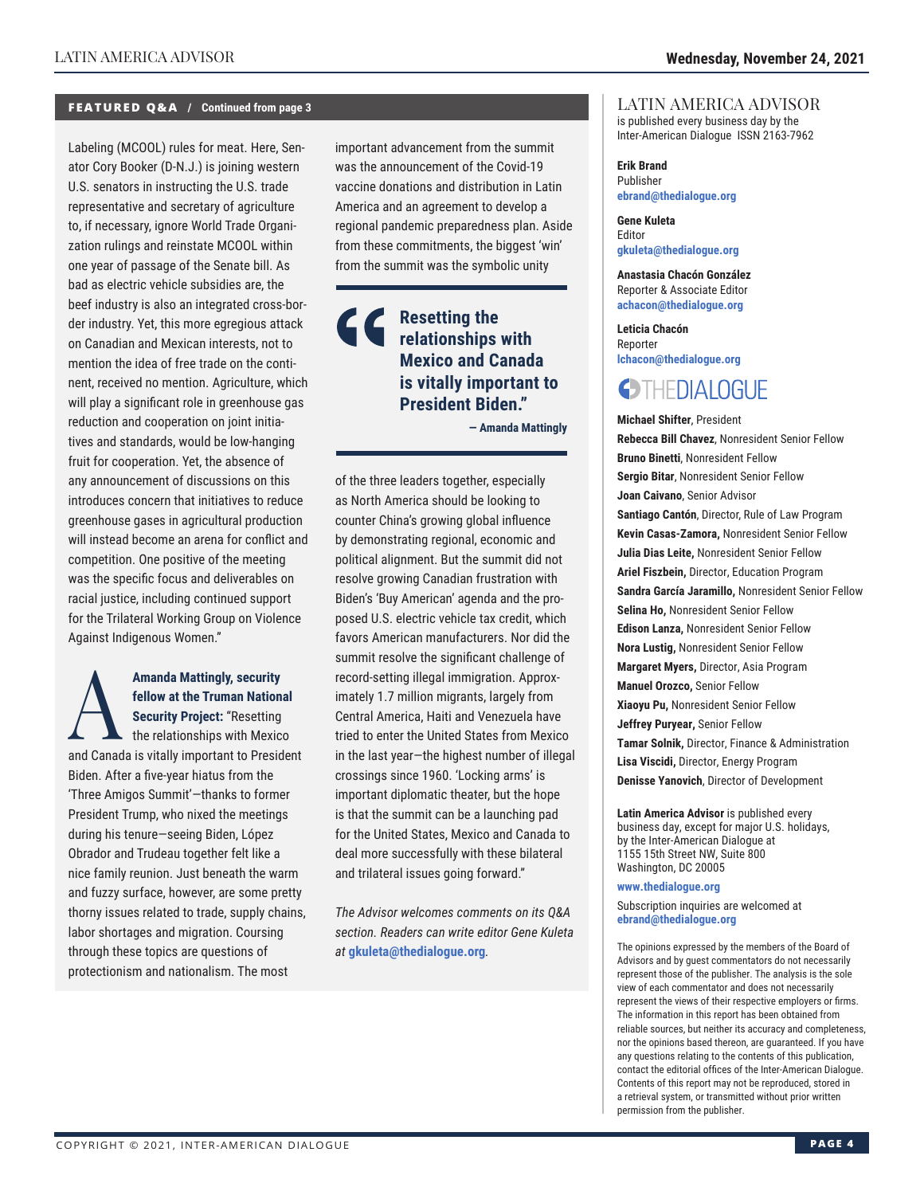**FEATURED Q&A / Continued from page 3**

Labeling (MCOOL) rules for meat. Here, Senator Cory Booker (D-N.J.) is joining western U.S. senators in instructing the U.S. trade representative and secretary of agriculture to, if necessary, ignore World Trade Organization rulings and reinstate MCOOL within one year of passage of the Senate bill. As bad as electric vehicle subsidies are, the beef industry is also an integrated cross-border industry. Yet, this more egregious attack on Canadian and Mexican interests, not to mention the idea of free trade on the continent, received no mention. Agriculture, which will play a significant role in greenhouse gas reduction and cooperation on joint initiatives and standards, would be low-hanging fruit for cooperation. Yet, the absence of any announcement of discussions on this introduces concern that initiatives to reduce greenhouse gases in agricultural production will instead become an arena for conflict and competition. One positive of the meeting was the specific focus and deliverables on racial justice, including continued support for the Trilateral Working Group on Violence Against Indigenous Women."

**A** **Amanda Mattingly, security fellow at the Truman National Security Project:** "Resetting the relationships with Mexico and Canada is vitally important to President Biden. After a five-year hiatus from the 'Three Amigos Summit'—thanks to former President Trump, who nixed the meetings during his tenure—seeing Biden, López Obrador and Trudeau together felt like a nice family reunion. Just beneath the warm and fuzzy surface, however, are some pretty thorny issues related to trade, supply chains, labor shortages and migration. Coursing through these topics are questions of protectionism and nationalism. The most important advancement from the summit was the announcement of the Covid-19 vaccine donations and distribution in Latin America and an agreement to develop a regional pandemic preparedness plan. Aside from these commitments, the biggest 'win' from the summit was the symbolic unity of the three leaders together, especially as North America should be looking to counter China's growing global influence by demonstrating regional, economic and political alignment. But the summit did not resolve growing Canadian frustration with Biden's 'Buy American' agenda and the proposed U.S. electric vehicle tax credit, which favors American manufacturers. Nor did the summit resolve the significant challenge of record-setting illegal immigration. Approximately 1.7 million migrants, largely from Central America, Haiti and Venezuela have tried to enter the United States from Mexico in the last year—the highest number of illegal crossings since 1960. 'Locking arms' is important diplomatic theater, but the hope is that the summit can be a launching pad for the United States, Mexico and Canada to deal more successfully with these bilateral and trilateral issues going forward."

> **"Resetting the relationships with Mexico and Canada is vitally important to President Biden."**
>
> **— Amanda Mattingly**

*The Advisor welcomes comments on its Q&A section. Readers can write editor Gene Kuleta at* ***gkuleta@thedialogue.org****.*

---

LATIN AMERICA ADVISOR
is published every business day by the Inter-American Dialogue ISSN 2163-7962

**Erik Brand**
Publisher
**ebrand@thedialogue.org**

**Gene Kuleta**
Editor
**gkuleta@thedialogue.org**

**Anastasia Chacón González**
Reporter & Associate Editor
**achacon@thedialogue.org**

**Leticia Chacón**
Reporter
**lchacon@thedialogue.org**

THEDIALOGUE

**Michael Shifter**, President
**Rebecca Bill Chavez**, Nonresident Senior Fellow
**Bruno Binetti**, Nonresident Fellow
**Sergio Bitar**, Nonresident Senior Fellow
**Joan Caivano**, Senior Advisor
**Santiago Cantón**, Director, Rule of Law Program
**Kevin Casas-Zamora,** Nonresident Senior Fellow
**Julia Dias Leite,** Nonresident Senior Fellow
**Ariel Fiszbein,** Director, Education Program
**Sandra García Jaramillo,** Nonresident Senior Fellow
**Selina Ho,** Nonresident Senior Fellow
**Edison Lanza,** Nonresident Senior Fellow
**Nora Lustig,** Nonresident Senior Fellow
**Margaret Myers,** Director, Asia Program
**Manuel Orozco,** Senior Fellow
**Xiaoyu Pu,** Nonresident Senior Fellow
**Jeffrey Puryear,** Senior Fellow
**Tamar Solnik,** Director, Finance & Administration
**Lisa Viscidi,** Director, Energy Program
**Denisse Yanovich**, Director of Development

**Latin America Advisor** is published every business day, except for major U.S. holidays, by the Inter-American Dialogue at
1155 15th Street NW, Suite 800
Washington, DC 20005

**www.thedialogue.org**

Subscription inquiries are welcomed at
**ebrand@thedialogue.org**

The opinions expressed by the members of the Board of Advisors and by guest commentators do not necessarily represent those of the publisher. The analysis is the sole view of each commentator and does not necessarily represent the views of their respective employers or firms. The information in this report has been obtained from reliable sources, but neither its accuracy and completeness, nor the opinions based thereon, are guaranteed. If you have any questions relating to the contents of this publication, contact the editorial offices of the Inter-American Dialogue. Contents of this report may not be reproduced, stored in a retrieval system, or transmitted without prior written permission from the publisher.